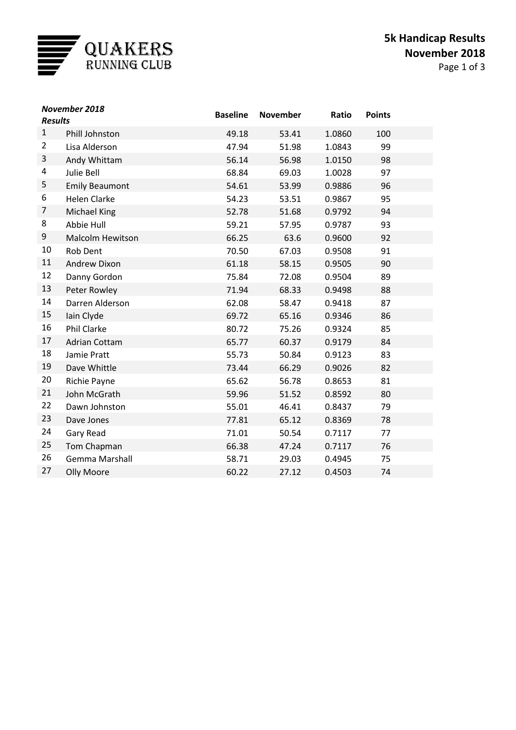QUAKERS
RUNNING CLUB

# 5k Handicap Results
## November 2018

| *November 2018 Results* | | Baseline | November | Ratio | Points |
|---|---|---|---|---|---|
| 1 | Phill Johnston | 49.18 | 53.41 | 1.0860 | 100 |
| 2 | Lisa Alderson | 47.94 | 51.98 | 1.0843 | 99 |
| 3 | Andy Whittam | 56.14 | 56.98 | 1.0150 | 98 |
| 4 | Julie Bell | 68.84 | 69.03 | 1.0028 | 97 |
| 5 | Emily Beaumont | 54.61 | 53.99 | 0.9886 | 96 |
| 6 | Helen Clarke | 54.23 | 53.51 | 0.9867 | 95 |
| 7 | Michael King | 52.78 | 51.68 | 0.9792 | 94 |
| 8 | Abbie Hull | 59.21 | 57.95 | 0.9787 | 93 |
| 9 | Malcolm Hewitson | 66.25 | 63.6 | 0.9600 | 92 |
| 10 | Rob Dent | 70.50 | 67.03 | 0.9508 | 91 |
| 11 | Andrew Dixon | 61.18 | 58.15 | 0.9505 | 90 |
| 12 | Danny Gordon | 75.84 | 72.08 | 0.9504 | 89 |
| 13 | Peter Rowley | 71.94 | 68.33 | 0.9498 | 88 |
| 14 | Darren Alderson | 62.08 | 58.47 | 0.9418 | 87 |
| 15 | Iain Clyde | 69.72 | 65.16 | 0.9346 | 86 |
| 16 | Phil Clarke | 80.72 | 75.26 | 0.9324 | 85 |
| 17 | Adrian Cottam | 65.77 | 60.37 | 0.9179 | 84 |
| 18 | Jamie Pratt | 55.73 | 50.84 | 0.9123 | 83 |
| 19 | Dave Whittle | 73.44 | 66.29 | 0.9026 | 82 |
| 20 | Richie Payne | 65.62 | 56.78 | 0.8653 | 81 |
| 21 | John McGrath | 59.96 | 51.52 | 0.8592 | 80 |
| 22 | Dawn Johnston | 55.01 | 46.41 | 0.8437 | 79 |
| 23 | Dave Jones | 77.81 | 65.12 | 0.8369 | 78 |
| 24 | Gary Read | 71.01 | 50.54 | 0.7117 | 77 |
| 25 | Tom Chapman | 66.38 | 47.24 | 0.7117 | 76 |
| 26 | Gemma Marshall | 58.71 | 29.03 | 0.4945 | 75 |
| 27 | Olly Moore | 60.22 | 27.12 | 0.4503 | 74 |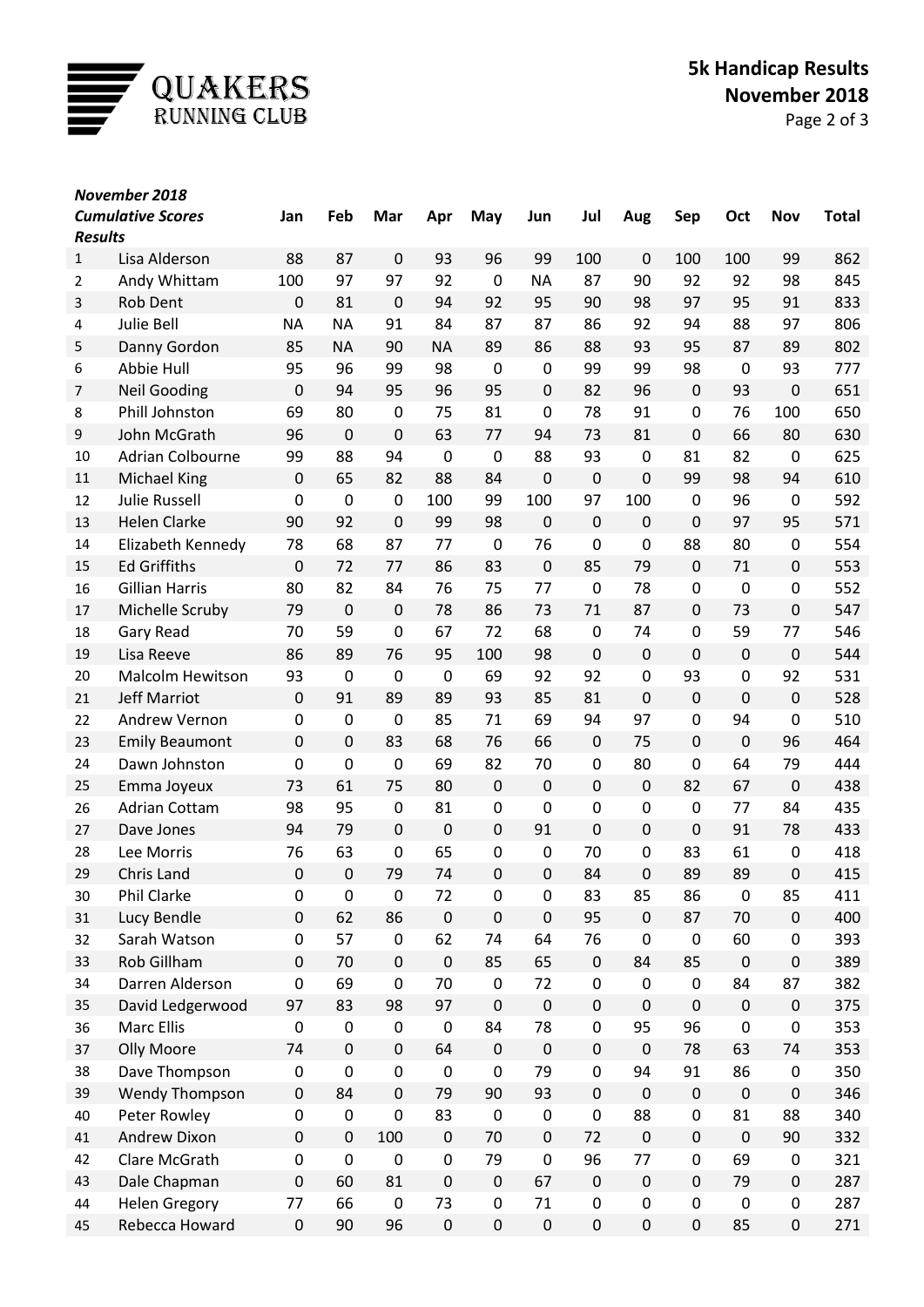# QUAKERS RUNNING CLUB

**5k Handicap Results**
**November 2018**

| ***November 2018 Cumulative Scores Results*** | | Jan | Feb | Mar | Apr | May | Jun | Jul | Aug | Sep | Oct | Nov | Total |
|---|---|---|---|---|---|---|---|---|---|---|---|---|---|
| 1 | Lisa Alderson | 88 | 87 | 0 | 93 | 96 | 99 | 100 | 0 | 100 | 100 | 99 | 862 |
| 2 | Andy Whittam | 100 | 97 | 97 | 92 | 0 | NA | 87 | 90 | 92 | 92 | 98 | 845 |
| 3 | Rob Dent | 0 | 81 | 0 | 94 | 92 | 95 | 90 | 98 | 97 | 95 | 91 | 833 |
| 4 | Julie Bell | NA | NA | 91 | 84 | 87 | 87 | 86 | 92 | 94 | 88 | 97 | 806 |
| 5 | Danny Gordon | 85 | NA | 90 | NA | 89 | 86 | 88 | 93 | 95 | 87 | 89 | 802 |
| 6 | Abbie Hull | 95 | 96 | 99 | 98 | 0 | 0 | 99 | 99 | 98 | 0 | 93 | 777 |
| 7 | Neil Gooding | 0 | 94 | 95 | 96 | 95 | 0 | 82 | 96 | 0 | 93 | 0 | 651 |
| 8 | Phill Johnston | 69 | 80 | 0 | 75 | 81 | 0 | 78 | 91 | 0 | 76 | 100 | 650 |
| 9 | John McGrath | 96 | 0 | 0 | 63 | 77 | 94 | 73 | 81 | 0 | 66 | 80 | 630 |
| 10 | Adrian Colbourne | 99 | 88 | 94 | 0 | 0 | 88 | 93 | 0 | 81 | 82 | 0 | 625 |
| 11 | Michael King | 0 | 65 | 82 | 88 | 84 | 0 | 0 | 0 | 99 | 98 | 94 | 610 |
| 12 | Julie Russell | 0 | 0 | 0 | 100 | 99 | 100 | 97 | 100 | 0 | 96 | 0 | 592 |
| 13 | Helen Clarke | 90 | 92 | 0 | 99 | 98 | 0 | 0 | 0 | 0 | 97 | 95 | 571 |
| 14 | Elizabeth Kennedy | 78 | 68 | 87 | 77 | 0 | 76 | 0 | 0 | 88 | 80 | 0 | 554 |
| 15 | Ed Griffiths | 0 | 72 | 77 | 86 | 83 | 0 | 85 | 79 | 0 | 71 | 0 | 553 |
| 16 | Gillian Harris | 80 | 82 | 84 | 76 | 75 | 77 | 0 | 78 | 0 | 0 | 0 | 552 |
| 17 | Michelle Scruby | 79 | 0 | 0 | 78 | 86 | 73 | 71 | 87 | 0 | 73 | 0 | 547 |
| 18 | Gary Read | 70 | 59 | 0 | 67 | 72 | 68 | 0 | 74 | 0 | 59 | 77 | 546 |
| 19 | Lisa Reeve | 86 | 89 | 76 | 95 | 100 | 98 | 0 | 0 | 0 | 0 | 0 | 544 |
| 20 | Malcolm Hewitson | 93 | 0 | 0 | 0 | 69 | 92 | 92 | 0 | 93 | 0 | 92 | 531 |
| 21 | Jeff Marriot | 0 | 91 | 89 | 89 | 93 | 85 | 81 | 0 | 0 | 0 | 0 | 528 |
| 22 | Andrew Vernon | 0 | 0 | 0 | 85 | 71 | 69 | 94 | 97 | 0 | 94 | 0 | 510 |
| 23 | Emily Beaumont | 0 | 0 | 83 | 68 | 76 | 66 | 0 | 75 | 0 | 0 | 96 | 464 |
| 24 | Dawn Johnston | 0 | 0 | 0 | 69 | 82 | 70 | 0 | 80 | 0 | 64 | 79 | 444 |
| 25 | Emma Joyeux | 73 | 61 | 75 | 80 | 0 | 0 | 0 | 0 | 82 | 67 | 0 | 438 |
| 26 | Adrian Cottam | 98 | 95 | 0 | 81 | 0 | 0 | 0 | 0 | 0 | 77 | 84 | 435 |
| 27 | Dave Jones | 94 | 79 | 0 | 0 | 0 | 91 | 0 | 0 | 0 | 91 | 78 | 433 |
| 28 | Lee Morris | 76 | 63 | 0 | 65 | 0 | 0 | 70 | 0 | 83 | 61 | 0 | 418 |
| 29 | Chris Land | 0 | 0 | 79 | 74 | 0 | 0 | 84 | 0 | 89 | 89 | 0 | 415 |
| 30 | Phil Clarke | 0 | 0 | 0 | 72 | 0 | 0 | 83 | 85 | 86 | 0 | 85 | 411 |
| 31 | Lucy Bendle | 0 | 62 | 86 | 0 | 0 | 0 | 95 | 0 | 87 | 70 | 0 | 400 |
| 32 | Sarah Watson | 0 | 57 | 0 | 62 | 74 | 64 | 76 | 0 | 0 | 60 | 0 | 393 |
| 33 | Rob Gillham | 0 | 70 | 0 | 0 | 85 | 65 | 0 | 84 | 85 | 0 | 0 | 389 |
| 34 | Darren Alderson | 0 | 69 | 0 | 70 | 0 | 72 | 0 | 0 | 0 | 84 | 87 | 382 |
| 35 | David Ledgerwood | 97 | 83 | 98 | 97 | 0 | 0 | 0 | 0 | 0 | 0 | 0 | 375 |
| 36 | Marc Ellis | 0 | 0 | 0 | 0 | 84 | 78 | 0 | 95 | 96 | 0 | 0 | 353 |
| 37 | Olly Moore | 74 | 0 | 0 | 64 | 0 | 0 | 0 | 0 | 78 | 63 | 74 | 353 |
| 38 | Dave Thompson | 0 | 0 | 0 | 0 | 0 | 79 | 0 | 94 | 91 | 86 | 0 | 350 |
| 39 | Wendy Thompson | 0 | 84 | 0 | 79 | 90 | 93 | 0 | 0 | 0 | 0 | 0 | 346 |
| 40 | Peter Rowley | 0 | 0 | 0 | 83 | 0 | 0 | 0 | 88 | 0 | 81 | 88 | 340 |
| 41 | Andrew Dixon | 0 | 0 | 100 | 0 | 70 | 0 | 72 | 0 | 0 | 0 | 90 | 332 |
| 42 | Clare McGrath | 0 | 0 | 0 | 0 | 79 | 0 | 96 | 77 | 0 | 69 | 0 | 321 |
| 43 | Dale Chapman | 0 | 60 | 81 | 0 | 0 | 67 | 0 | 0 | 0 | 79 | 0 | 287 |
| 44 | Helen Gregory | 77 | 66 | 0 | 73 | 0 | 71 | 0 | 0 | 0 | 0 | 0 | 287 |
| 45 | Rebecca Howard | 0 | 90 | 96 | 0 | 0 | 0 | 0 | 0 | 0 | 85 | 0 | 271 |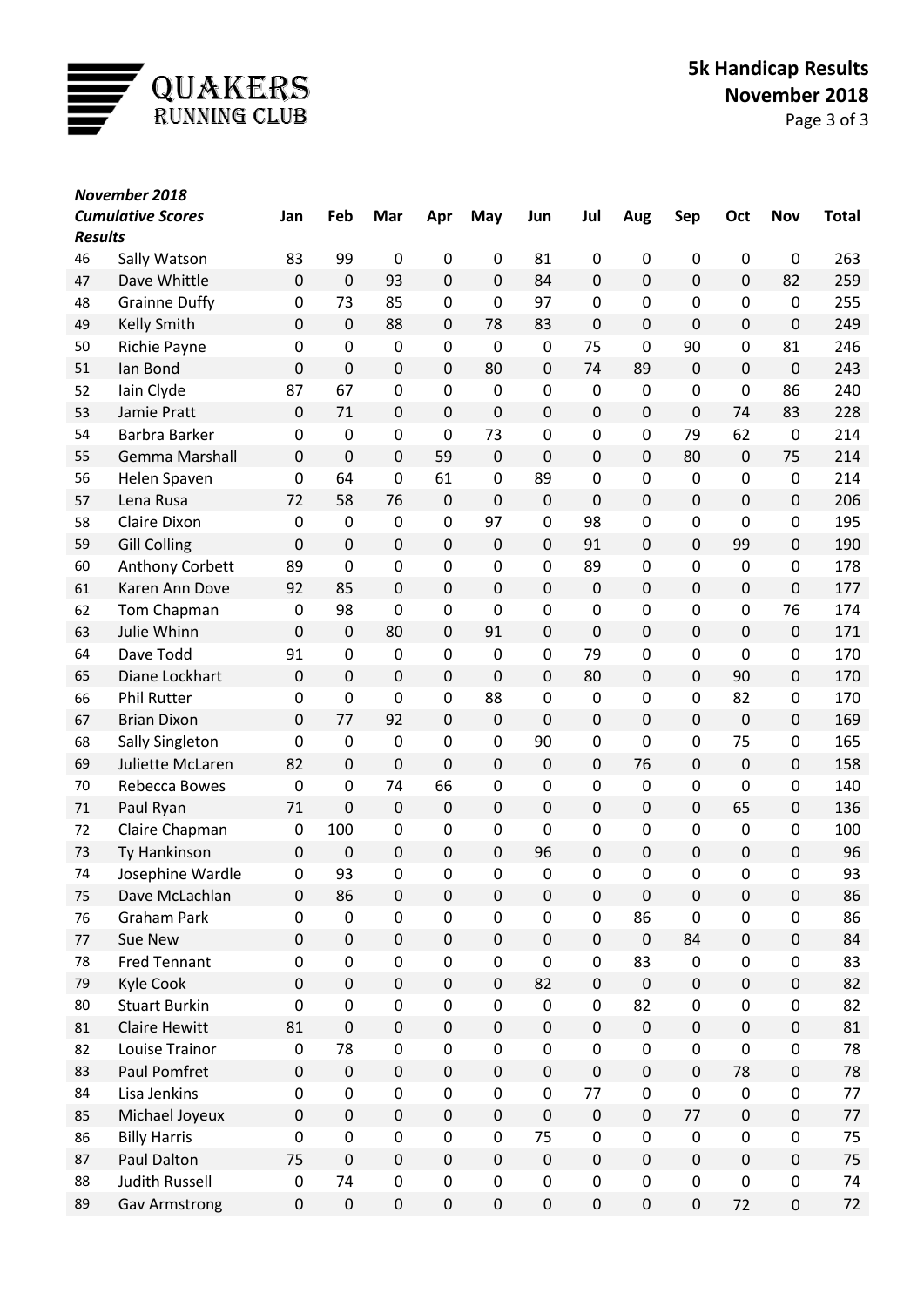# QUAKERS RUNNING CLUB

## 5k Handicap Results
## November 2018

| *November 2018 Cumulative Scores Results* | | Jan | Feb | Mar | Apr | May | Jun | Jul | Aug | Sep | Oct | Nov | Total |
|---|---|---|---|---|---|---|---|---|---|---|---|---|---|
| 46 | Sally Watson | 83 | 99 | 0 | 0 | 0 | 81 | 0 | 0 | 0 | 0 | 0 | 263 |
| 47 | Dave Whittle | 0 | 0 | 93 | 0 | 0 | 84 | 0 | 0 | 0 | 0 | 82 | 259 |
| 48 | Grainne Duffy | 0 | 73 | 85 | 0 | 0 | 97 | 0 | 0 | 0 | 0 | 0 | 255 |
| 49 | Kelly Smith | 0 | 0 | 88 | 0 | 78 | 83 | 0 | 0 | 0 | 0 | 0 | 249 |
| 50 | Richie Payne | 0 | 0 | 0 | 0 | 0 | 0 | 75 | 0 | 90 | 0 | 81 | 246 |
| 51 | Ian Bond | 0 | 0 | 0 | 0 | 80 | 0 | 74 | 89 | 0 | 0 | 0 | 243 |
| 52 | Iain Clyde | 87 | 67 | 0 | 0 | 0 | 0 | 0 | 0 | 0 | 0 | 86 | 240 |
| 53 | Jamie Pratt | 0 | 71 | 0 | 0 | 0 | 0 | 0 | 0 | 0 | 74 | 83 | 228 |
| 54 | Barbra Barker | 0 | 0 | 0 | 0 | 73 | 0 | 0 | 0 | 79 | 62 | 0 | 214 |
| 55 | Gemma Marshall | 0 | 0 | 0 | 59 | 0 | 0 | 0 | 0 | 80 | 0 | 75 | 214 |
| 56 | Helen Spaven | 0 | 64 | 0 | 61 | 0 | 89 | 0 | 0 | 0 | 0 | 0 | 214 |
| 57 | Lena Rusa | 72 | 58 | 76 | 0 | 0 | 0 | 0 | 0 | 0 | 0 | 0 | 206 |
| 58 | Claire Dixon | 0 | 0 | 0 | 0 | 97 | 0 | 98 | 0 | 0 | 0 | 0 | 195 |
| 59 | Gill Colling | 0 | 0 | 0 | 0 | 0 | 0 | 91 | 0 | 0 | 99 | 0 | 190 |
| 60 | Anthony Corbett | 89 | 0 | 0 | 0 | 0 | 0 | 89 | 0 | 0 | 0 | 0 | 178 |
| 61 | Karen Ann Dove | 92 | 85 | 0 | 0 | 0 | 0 | 0 | 0 | 0 | 0 | 0 | 177 |
| 62 | Tom Chapman | 0 | 98 | 0 | 0 | 0 | 0 | 0 | 0 | 0 | 0 | 76 | 174 |
| 63 | Julie Whinn | 0 | 0 | 80 | 0 | 91 | 0 | 0 | 0 | 0 | 0 | 0 | 171 |
| 64 | Dave Todd | 91 | 0 | 0 | 0 | 0 | 0 | 79 | 0 | 0 | 0 | 0 | 170 |
| 65 | Diane Lockhart | 0 | 0 | 0 | 0 | 0 | 0 | 80 | 0 | 0 | 90 | 0 | 170 |
| 66 | Phil Rutter | 0 | 0 | 0 | 0 | 88 | 0 | 0 | 0 | 0 | 82 | 0 | 170 |
| 67 | Brian Dixon | 0 | 77 | 92 | 0 | 0 | 0 | 0 | 0 | 0 | 0 | 0 | 169 |
| 68 | Sally Singleton | 0 | 0 | 0 | 0 | 0 | 90 | 0 | 0 | 0 | 75 | 0 | 165 |
| 69 | Juliette McLaren | 82 | 0 | 0 | 0 | 0 | 0 | 0 | 76 | 0 | 0 | 0 | 158 |
| 70 | Rebecca Bowes | 0 | 0 | 74 | 66 | 0 | 0 | 0 | 0 | 0 | 0 | 0 | 140 |
| 71 | Paul Ryan | 71 | 0 | 0 | 0 | 0 | 0 | 0 | 0 | 0 | 65 | 0 | 136 |
| 72 | Claire Chapman | 0 | 100 | 0 | 0 | 0 | 0 | 0 | 0 | 0 | 0 | 0 | 100 |
| 73 | Ty Hankinson | 0 | 0 | 0 | 0 | 0 | 96 | 0 | 0 | 0 | 0 | 0 | 96 |
| 74 | Josephine Wardle | 0 | 93 | 0 | 0 | 0 | 0 | 0 | 0 | 0 | 0 | 0 | 93 |
| 75 | Dave McLachlan | 0 | 86 | 0 | 0 | 0 | 0 | 0 | 0 | 0 | 0 | 0 | 86 |
| 76 | Graham Park | 0 | 0 | 0 | 0 | 0 | 0 | 0 | 86 | 0 | 0 | 0 | 86 |
| 77 | Sue New | 0 | 0 | 0 | 0 | 0 | 0 | 0 | 0 | 84 | 0 | 0 | 84 |
| 78 | Fred Tennant | 0 | 0 | 0 | 0 | 0 | 0 | 0 | 83 | 0 | 0 | 0 | 83 |
| 79 | Kyle Cook | 0 | 0 | 0 | 0 | 0 | 82 | 0 | 0 | 0 | 0 | 0 | 82 |
| 80 | Stuart Burkin | 0 | 0 | 0 | 0 | 0 | 0 | 0 | 82 | 0 | 0 | 0 | 82 |
| 81 | Claire Hewitt | 81 | 0 | 0 | 0 | 0 | 0 | 0 | 0 | 0 | 0 | 0 | 81 |
| 82 | Louise Trainor | 0 | 78 | 0 | 0 | 0 | 0 | 0 | 0 | 0 | 0 | 0 | 78 |
| 83 | Paul Pomfret | 0 | 0 | 0 | 0 | 0 | 0 | 0 | 0 | 0 | 78 | 0 | 78 |
| 84 | Lisa Jenkins | 0 | 0 | 0 | 0 | 0 | 0 | 77 | 0 | 0 | 0 | 0 | 77 |
| 85 | Michael Joyeux | 0 | 0 | 0 | 0 | 0 | 0 | 0 | 0 | 77 | 0 | 0 | 77 |
| 86 | Billy Harris | 0 | 0 | 0 | 0 | 0 | 75 | 0 | 0 | 0 | 0 | 0 | 75 |
| 87 | Paul Dalton | 75 | 0 | 0 | 0 | 0 | 0 | 0 | 0 | 0 | 0 | 0 | 75 |
| 88 | Judith Russell | 0 | 74 | 0 | 0 | 0 | 0 | 0 | 0 | 0 | 0 | 0 | 74 |
| 89 | Gav Armstrong | 0 | 0 | 0 | 0 | 0 | 0 | 0 | 0 | 0 | 72 | 0 | 72 |